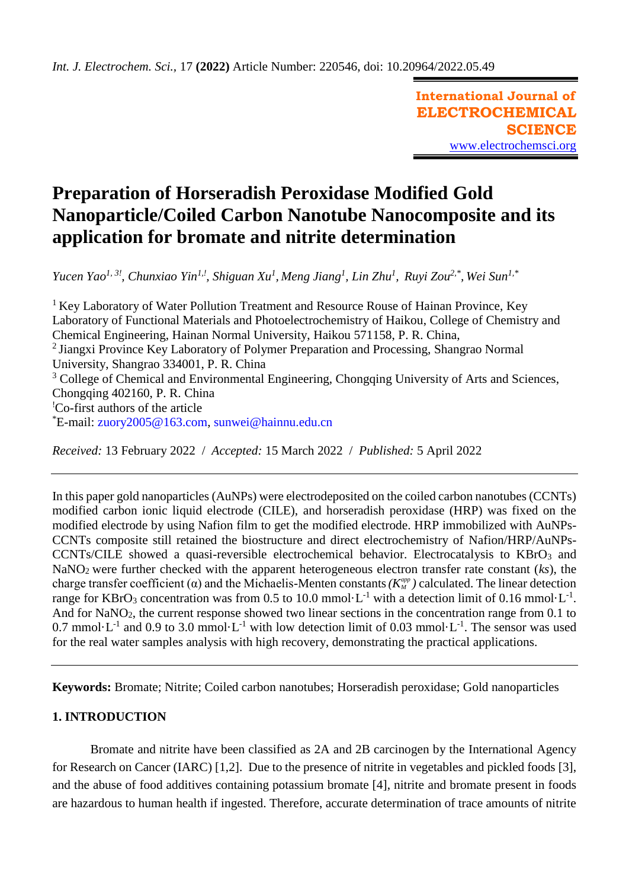*Int. J. Electrochem. Sci.*, 17 **(2022)** Article Number: 220546, doi: 10.20964/2022.05.49

**International Journal of ELECTROCHEMICAL SCIENCE**
www.electrochemsci.org

# Preparation of Horseradish Peroxidase Modified Gold Nanoparticle/Coiled Carbon Nanotube Nanocomposite and its application for bromate and nitrite determination

*Yucen Yao[1, 3!], Chunxiao Yin[1,!], Shiguan Xu[1], Meng Jiang[1], Lin Zhu[1], Ruyi Zou[2,*], Wei Sun[1,*]*

[1] Key Laboratory of Water Pollution Treatment and Resource Rouse of Hainan Province, Key Laboratory of Functional Materials and Photoelectrochemistry of Haikou, College of Chemistry and Chemical Engineering, Hainan Normal University, Haikou 571158, P. R. China,
[2] Jiangxi Province Key Laboratory of Polymer Preparation and Processing, Shangrao Normal University, Shangrao 334001, P. R. China
[3] College of Chemical and Environmental Engineering, Chongqing University of Arts and Sciences, Chongqing 402160, P. R. China
[!]Co-first authors of the article
[*]E-mail: zuory2005@163.com, sunwei@hainnu.edu.cn

*Received:* 13 February 2022 / *Accepted:* 15 March 2022 / *Published:* 5 April 2022

---

In this paper gold nanoparticles (AuNPs) were electrodeposited on the coiled carbon nanotubes (CCNTs) modified carbon ionic liquid electrode (CILE), and horseradish peroxidase (HRP) was fixed on the modified electrode by using Nafion film to get the modified electrode. HRP immobilized with AuNPs-CCNTs composite still retained the biostructure and direct electrochemistry of Nafion/HRP/AuNPs-CCNTs/CILE showed a quasi-reversible electrochemical behavior. Electrocatalysis to $KBrO_3$ and $NaNO_2$ were further checked with the apparent heterogeneous electron transfer rate constant (*ks*), the charge transfer coefficient (α) and the Michaelis-Menten constants ($K_M^{app}$) calculated. The linear detection range for $KBrO_3$ concentration was from 0.5 to 10.0 mmol·L$^{-1}$ with a detection limit of 0.16 mmol·L$^{-1}$. And for $NaNO_2$, the current response showed two linear sections in the concentration range from 0.1 to 0.7 mmol·L$^{-1}$ and 0.9 to 3.0 mmol·L$^{-1}$ with low detection limit of 0.03 mmol·L$^{-1}$. The sensor was used for the real water samples analysis with high recovery, demonstrating the practical applications.

---

**Keywords:** Bromate; Nitrite; Coiled carbon nanotubes; Horseradish peroxidase; Gold nanoparticles

## 1. INTRODUCTION

Bromate and nitrite have been classified as 2A and 2B carcinogen by the International Agency for Research on Cancer (IARC) [1,2]. Due to the presence of nitrite in vegetables and pickled foods [3], and the abuse of food additives containing potassium bromate [4], nitrite and bromate present in foods are hazardous to human health if ingested. Therefore, accurate determination of trace amounts of nitrite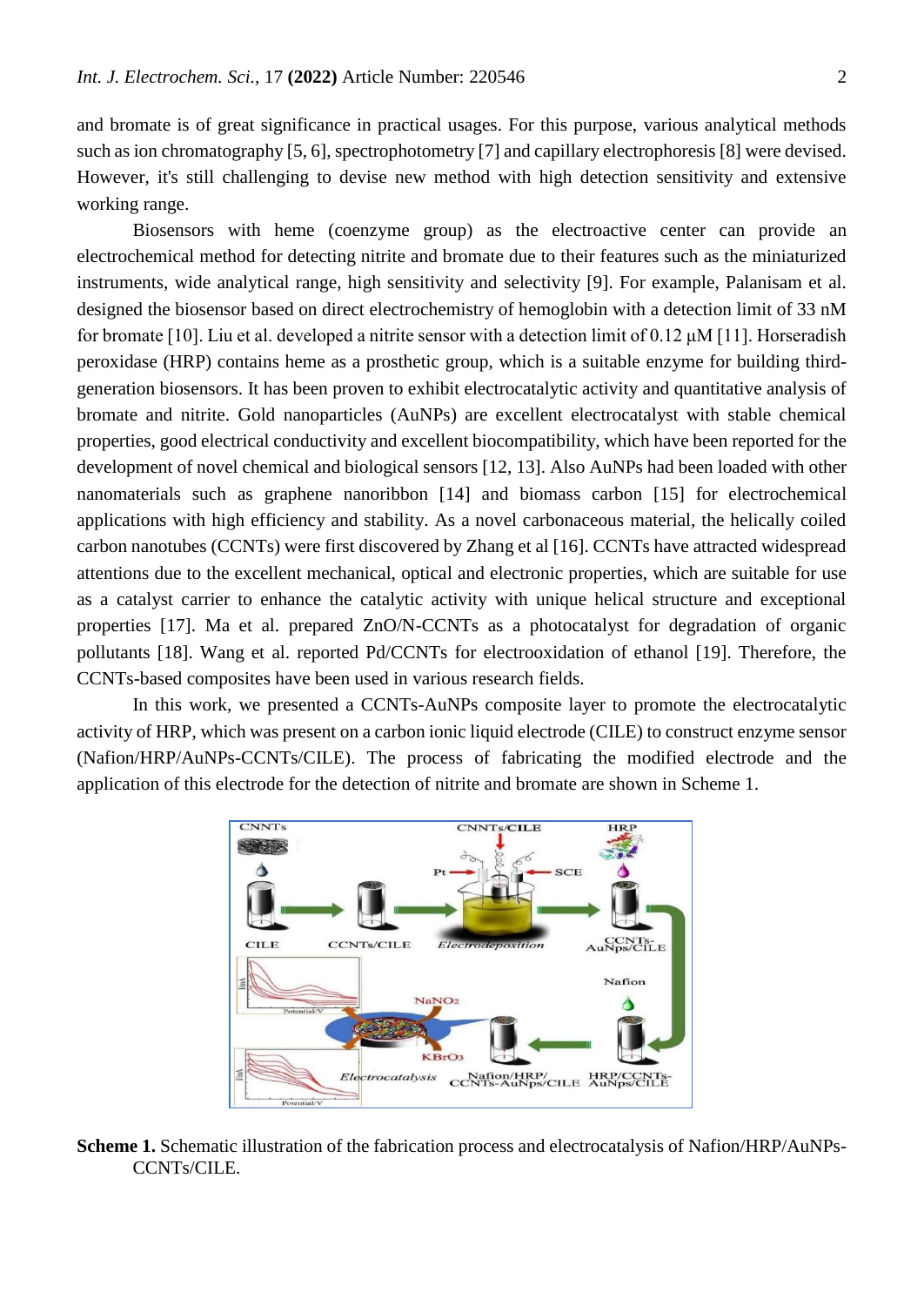and bromate is of great significance in practical usages. For this purpose, various analytical methods such as ion chromatography [5, 6], spectrophotometry [7] and capillary electrophoresis [8] were devised. However, it's still challenging to devise new method with high detection sensitivity and extensive working range.

Biosensors with heme (coenzyme group) as the electroactive center can provide an electrochemical method for detecting nitrite and bromate due to their features such as the miniaturized instruments, wide analytical range, high sensitivity and selectivity [9]. For example, Palanisam et al. designed the biosensor based on direct electrochemistry of hemoglobin with a detection limit of 33 nM for bromate [10]. Liu et al. developed a nitrite sensor with a detection limit of 0.12 μM [11]. Horseradish peroxidase (HRP) contains heme as a prosthetic group, which is a suitable enzyme for building third-generation biosensors. It has been proven to exhibit electrocatalytic activity and quantitative analysis of bromate and nitrite. Gold nanoparticles (AuNPs) are excellent electrocatalyst with stable chemical properties, good electrical conductivity and excellent biocompatibility, which have been reported for the development of novel chemical and biological sensors [12, 13]. Also AuNPs had been loaded with other nanomaterials such as graphene nanoribbon [14] and biomass carbon [15] for electrochemical applications with high efficiency and stability. As a novel carbonaceous material, the helically coiled carbon nanotubes (CCNTs) were first discovered by Zhang et al [16]. CCNTs have attracted widespread attentions due to the excellent mechanical, optical and electronic properties, which are suitable for use as a catalyst carrier to enhance the catalytic activity with unique helical structure and exceptional properties [17]. Ma et al. prepared ZnO/N-CCNTs as a photocatalyst for degradation of organic pollutants [18]. Wang et al. reported Pd/CCNTs for electrooxidation of ethanol [19]. Therefore, the CCNTs-based composites have been used in various research fields.

In this work, we presented a CCNTs-AuNPs composite layer to promote the electrocatalytic activity of HRP, which was present on a carbon ionic liquid electrode (CILE) to construct enzyme sensor (Nafion/HRP/AuNPs-CCNTs/CILE). The process of fabricating the modified electrode and the application of this electrode for the detection of nitrite and bromate are shown in Scheme 1.

**Scheme 1.** Schematic illustration of the fabrication process and electrocatalysis of Nafion/HRP/AuNPs-CCNTs/CILE.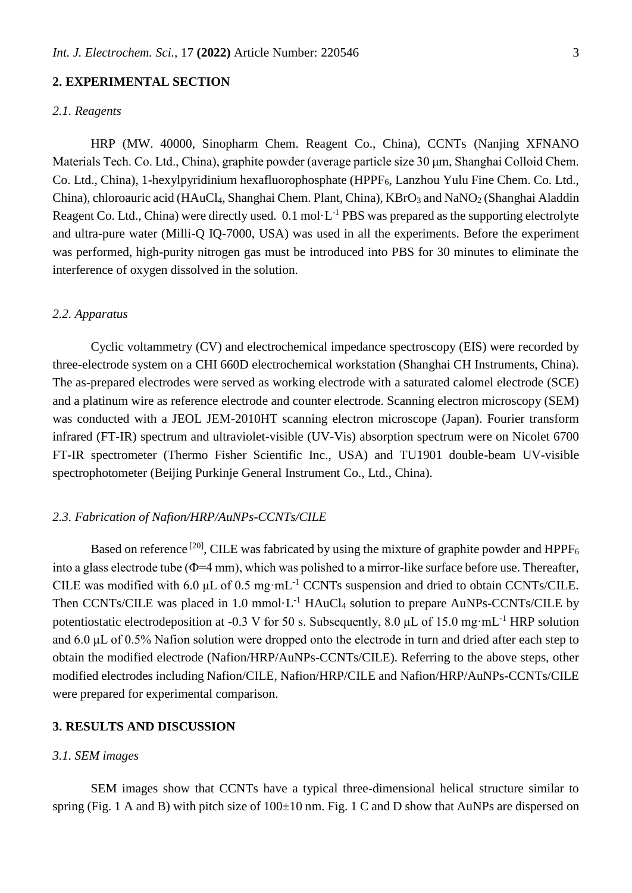## 2. EXPERIMENTAL SECTION

### *2.1. Reagents*

HRP (MW. 40000, Sinopharm Chem. Reagent Co., China), CCNTs (Nanjing XFNANO Materials Tech. Co. Ltd., China), graphite powder (average particle size 30 μm, Shanghai Colloid Chem. Co. Ltd., China), 1-hexylpyridinium hexafluorophosphate ($HPPF_6$, Lanzhou Yulu Fine Chem. Co. Ltd., China), chloroauric acid ($HAuCl_4$, Shanghai Chem. Plant, China), $KBrO_3$ and $NaNO_2$ (Shanghai Aladdin Reagent Co. Ltd., China) were directly used. 0.1 mol·L$^{-1}$ PBS was prepared as the supporting electrolyte and ultra-pure water (Milli-Q IQ-7000, USA) was used in all the experiments. Before the experiment was performed, high-purity nitrogen gas must be introduced into PBS for 30 minutes to eliminate the interference of oxygen dissolved in the solution.

### *2.2. Apparatus*

Cyclic voltammetry (CV) and electrochemical impedance spectroscopy (EIS) were recorded by three-electrode system on a CHI 660D electrochemical workstation (Shanghai CH Instruments, China). The as-prepared electrodes were served as working electrode with a saturated calomel electrode (SCE) and a platinum wire as reference electrode and counter electrode. Scanning electron microscopy (SEM) was conducted with a JEOL JEM-2010HT scanning electron microscope (Japan). Fourier transform infrared (FT-IR) spectrum and ultraviolet-visible (UV-Vis) absorption spectrum were on Nicolet 6700 FT-IR spectrometer (Thermo Fisher Scientific Inc., USA) and TU1901 double-beam UV-visible spectrophotometer (Beijing Purkinje General Instrument Co., Ltd., China).

### *2.3. Fabrication of Nafion/HRP/AuNPs-CCNTs/CILE*

Based on reference [20], CILE was fabricated by using the mixture of graphite powder and $HPPF_6$ into a glass electrode tube (Φ=4 mm), which was polished to a mirror-like surface before use. Thereafter, CILE was modified with 6.0 μL of 0.5 mg·mL$^{-1}$ CCNTs suspension and dried to obtain CCNTs/CILE. Then CCNTs/CILE was placed in 1.0 mmol·L$^{-1}$ $HAuCl_4$ solution to prepare AuNPs-CCNTs/CILE by potentiostatic electrodeposition at -0.3 V for 50 s. Subsequently, 8.0 μL of 15.0 mg·mL$^{-1}$ HRP solution and 6.0 μL of 0.5% Nafion solution were dropped onto the electrode in turn and dried after each step to obtain the modified electrode (Nafion/HRP/AuNPs-CCNTs/CILE). Referring to the above steps, other modified electrodes including Nafion/CILE, Nafion/HRP/CILE and Nafion/HRP/AuNPs-CCNTs/CILE were prepared for experimental comparison.

## 3. RESULTS AND DISCUSSION

### *3.1. SEM images*

SEM images show that CCNTs have a typical three-dimensional helical structure similar to spring (Fig. 1 A and B) with pitch size of 100±10 nm. Fig. 1 C and D show that AuNPs are dispersed on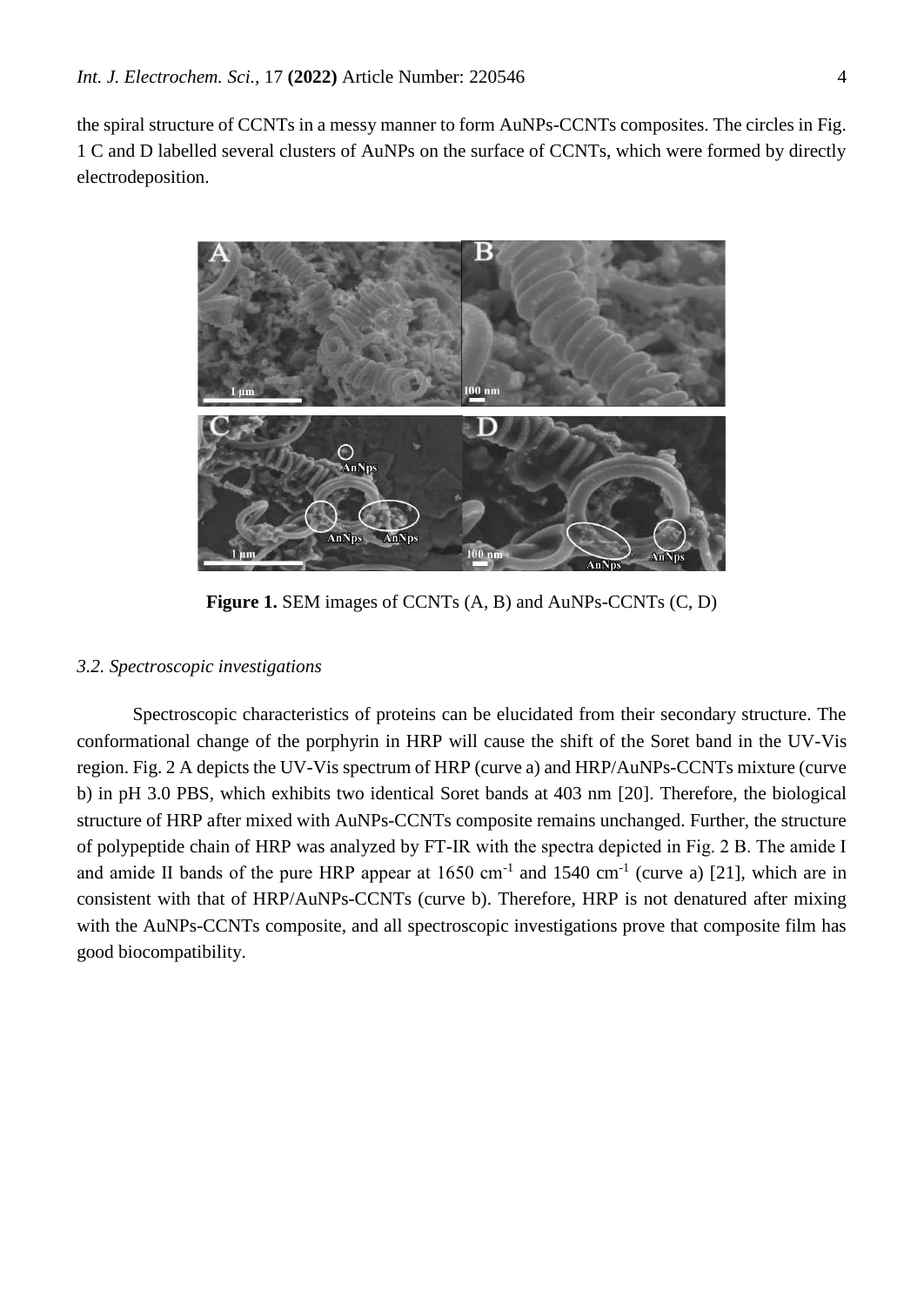the spiral structure of CCNTs in a messy manner to form AuNPs-CCNTs composites. The circles in Fig. 1 C and D labelled several clusters of AuNPs on the surface of CCNTs, which were formed by directly electrodeposition.

**Figure 1.** SEM images of CCNTs (A, B) and AuNPs-CCNTs (C, D)

### *3.2. Spectroscopic investigations*

Spectroscopic characteristics of proteins can be elucidated from their secondary structure. The conformational change of the porphyrin in HRP will cause the shift of the Soret band in the UV-Vis region. Fig. 2 A depicts the UV-Vis spectrum of HRP (curve a) and HRP/AuNPs-CCNTs mixture (curve b) in pH 3.0 PBS, which exhibits two identical Soret bands at 403 nm [20]. Therefore, the biological structure of HRP after mixed with AuNPs-CCNTs composite remains unchanged. Further, the structure of polypeptide chain of HRP was analyzed by FT-IR with the spectra depicted in Fig. 2 B. The amide I and amide II bands of the pure HRP appear at 1650 $cm^{-1}$ and 1540 $cm^{-1}$ (curve a) [21], which are in consistent with that of HRP/AuNPs-CCNTs (curve b). Therefore, HRP is not denatured after mixing with the AuNPs-CCNTs composite, and all spectroscopic investigations prove that composite film has good biocompatibility.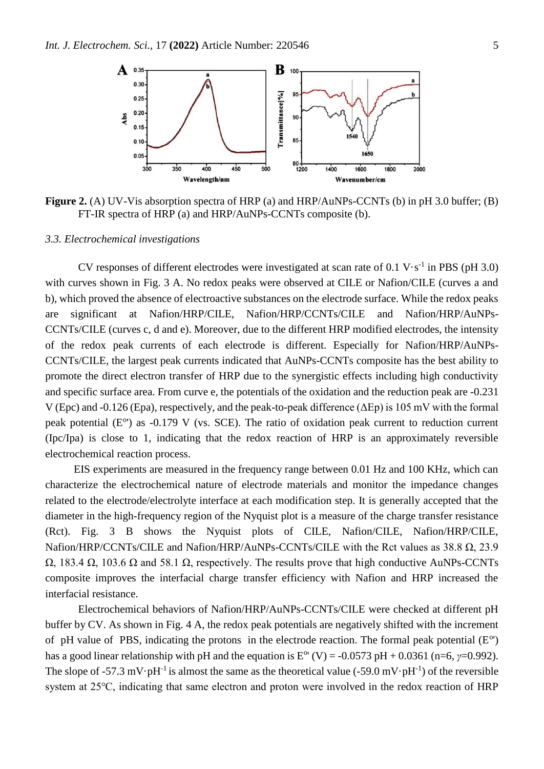**Figure 2.** (A) UV-Vis absorption spectra of HRP (a) and HRP/AuNPs-CCNTs (b) in pH 3.0 buffer; (B) FT-IR spectra of HRP (a) and HRP/AuNPs-CCNTs composite (b).

### *3.3. Electrochemical investigations*

CV responses of different electrodes were investigated at scan rate of 0.1 $V\cdot s^{-1}$ in PBS (pH 3.0) with curves shown in Fig. 3 A. No redox peaks were observed at CILE or Nafion/CILE (curves a and b), which proved the absence of electroactive substances on the electrode surface. While the redox peaks are significant at Nafion/HRP/CILE, Nafion/HRP/CCNTs/CILE and Nafion/HRP/AuNPs-CCNTs/CILE (curves c, d and e). Moreover, due to the different HRP modified electrodes, the intensity of the redox peak currents of each electrode is different. Especially for Nafion/HRP/AuNPs-CCNTs/CILE, the largest peak currents indicated that AuNPs-CCNTs composite has the best ability to promote the direct electron transfer of HRP due to the synergistic effects including high conductivity and specific surface area. From curve e, the potentials of the oxidation and the reduction peak are -0.231 V (Epc) and -0.126 (Epa), respectively, and the peak-to-peak difference ($\Delta$Ep) is 105 mV with the formal peak potential ($E^{o\prime}$) as -0.179 V (vs. SCE). The ratio of oxidation peak current to reduction current (Ipc/Ipa) is close to 1, indicating that the redox reaction of HRP is an approximately reversible electrochemical reaction process.

EIS experiments are measured in the frequency range between 0.01 Hz and 100 KHz, which can characterize the electrochemical nature of electrode materials and monitor the impedance changes related to the electrode/electrolyte interface at each modification step. It is generally accepted that the diameter in the high-frequency region of the Nyquist plot is a measure of the charge transfer resistance (Rct). Fig. 3 B shows the Nyquist plots of CILE, Nafion/CILE, Nafion/HRP/CILE, Nafion/HRP/CCNTs/CILE and Nafion/HRP/AuNPs-CCNTs/CILE with the Rct values as 38.8 Ω, 23.9 Ω, 183.4 Ω, 103.6 Ω and 58.1 Ω, respectively. The results prove that high conductive AuNPs-CCNTs composite improves the interfacial charge transfer efficiency with Nafion and HRP increased the interfacial resistance.

Electrochemical behaviors of Nafion/HRP/AuNPs-CCNTs/CILE were checked at different pH buffer by CV. As shown in Fig. 4 A, the redox peak potentials are negatively shifted with the increment of pH value of PBS, indicating the protons in the electrode reaction. The formal peak potential ($E^{o\prime}$) has a good linear relationship with pH and the equation is $E^{o\prime}$ (V) = -0.0573 pH + 0.0361 (n=6, $\gamma$=0.992). The slope of -57.3 $mV\cdot pH^{-1}$ is almost the same as the theoretical value (-59.0 $mV\cdot pH^{-1}$) of the reversible system at 25°C, indicating that same electron and proton were involved in the redox reaction of HRP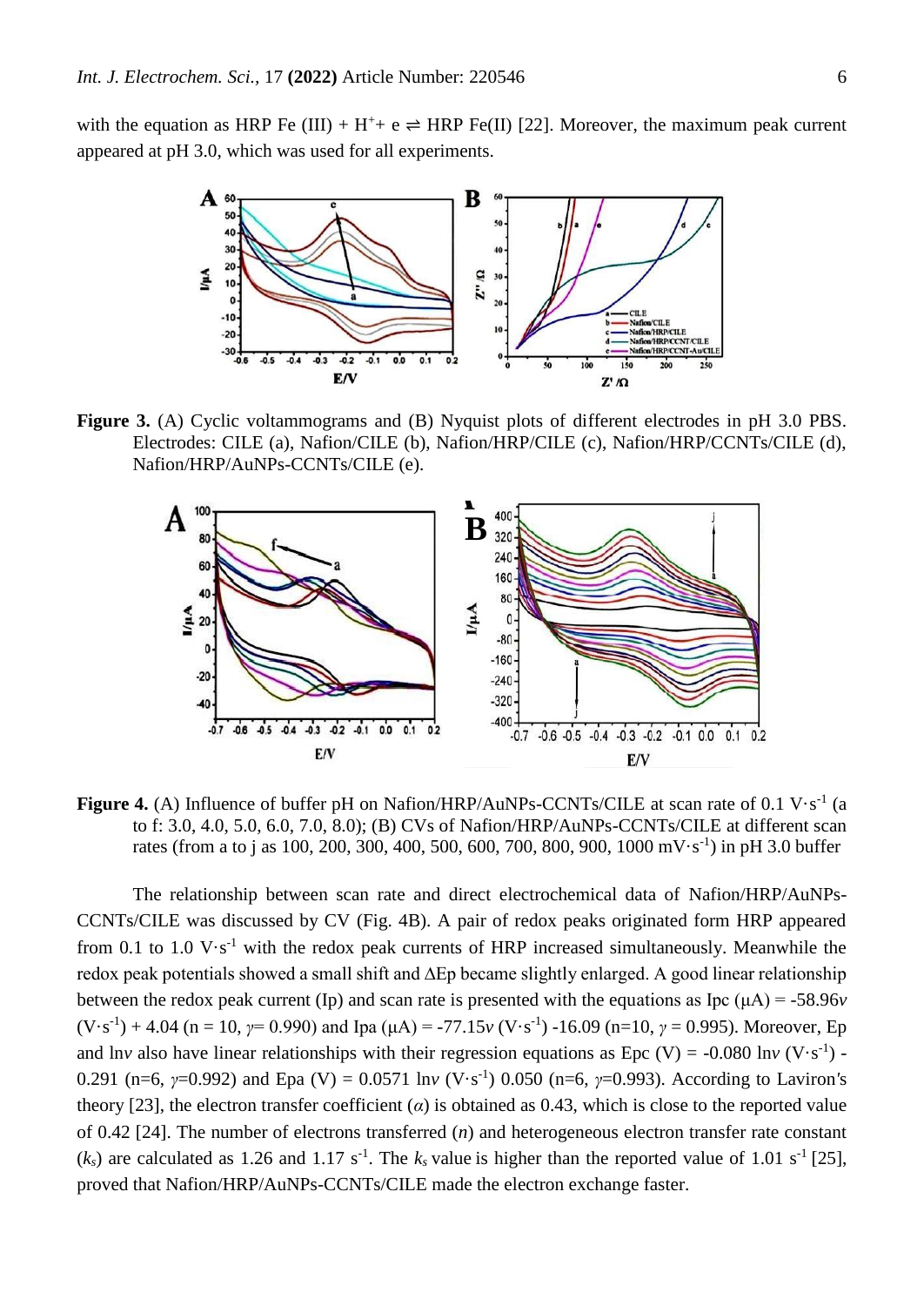with the equation as HRP Fe (III) + $H^+$+ e ⇌ HRP Fe(II) [22]. Moreover, the maximum peak current appeared at pH 3.0, which was used for all experiments.

**Figure 3.** (A) Cyclic voltammograms and (B) Nyquist plots of different electrodes in pH 3.0 PBS. Electrodes: CILE (a), Nafion/CILE (b), Nafion/HRP/CILE (c), Nafion/HRP/CCNTs/CILE (d), Nafion/HRP/AuNPs-CCNTs/CILE (e).

**Figure 4.** (A) Influence of buffer pH on Nafion/HRP/AuNPs-CCNTs/CILE at scan rate of 0.1 $V \cdot s^{-1}$ (a to f: 3.0, 4.0, 5.0, 6.0, 7.0, 8.0); (B) CVs of Nafion/HRP/AuNPs-CCNTs/CILE at different scan rates (from a to j as 100, 200, 300, 400, 500, 600, 700, 800, 900, 1000 $mV \cdot s^{-1}$) in pH 3.0 buffer

The relationship between scan rate and direct electrochemical data of Nafion/HRP/AuNPs-CCNTs/CILE was discussed by CV (Fig. 4B). A pair of redox peaks originated form HRP appeared from 0.1 to 1.0 $V \cdot s^{-1}$ with the redox peak currents of HRP increased simultaneously. Meanwhile the redox peak potentials showed a small shift and ΔEp became slightly enlarged. A good linear relationship between the redox peak current (Ip) and scan rate is presented with the equations as Ipc (μA) = -58.96$v$ ($V \cdot s^{-1}$) + 4.04 (n = 10, $\gamma$= 0.990) and Ipa (μA) = -77.15$v$ ($V \cdot s^{-1}$) -16.09 (n=10, $\gamma$ = 0.995). Moreover, Ep and ln$v$ also have linear relationships with their regression equations as Epc (V) = -0.080 ln$v$ ($V \cdot s^{-1}$) - 0.291 (n=6, $\gamma$=0.992) and Epa (V) = 0.0571 ln$v$ ($V \cdot s^{-1}$) 0.050 (n=6, $\gamma$=0.993). According to Laviron's theory [23], the electron transfer coefficient ($\alpha$) is obtained as 0.43, which is close to the reported value of 0.42 [24]. The number of electrons transferred ($n$) and heterogeneous electron transfer rate constant ($k_s$) are calculated as 1.26 and 1.17 $s^{-1}$. The $k_s$ value is higher than the reported value of 1.01 $s^{-1}$ [25], proved that Nafion/HRP/AuNPs-CCNTs/CILE made the electron exchange faster.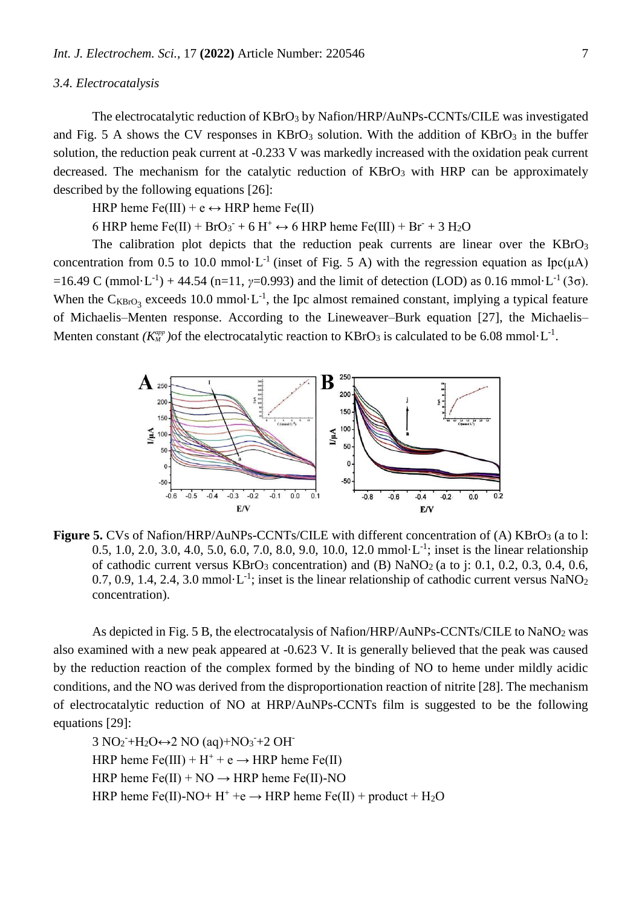### 3.4. Electrocatalysis

The electrocatalytic reduction of $KBrO_3$ by Nafion/HRP/AuNPs-CCNTs/CILE was investigated and Fig. 5 A shows the CV responses in $KBrO_3$ solution. With the addition of $KBrO_3$ in the buffer solution, the reduction peak current at -0.233 V was markedly increased with the oxidation peak current decreased. The mechanism for the catalytic reduction of $KBrO_3$ with HRP can be approximately described by the following equations [26]:

HRP heme Fe(III) + e $\leftrightarrow$ HRP heme Fe(II)

6 HRP heme Fe(II) + $BrO_3^-$ + 6 $H^+$ $\leftrightarrow$ 6 HRP heme Fe(III) + $Br^-$ + 3 $H_2O$

The calibration plot depicts that the reduction peak currents are linear over the $KBrO_3$ concentration from 0.5 to 10.0 mmol·L$^{-1}$ (inset of Fig. 5 A) with the regression equation as Ipc(μA) =16.49 C (mmol·L$^{-1}$) + 44.54 (n=11, $\gamma$=0.993) and the limit of detection (LOD) as 0.16 mmol·L$^{-1}$ (3σ). When the $C_{KBrO_3}$ exceeds 10.0 mmol·L$^{-1}$, the Ipc almost remained constant, implying a typical feature of Michaelis–Menten response. According to the Lineweaver–Burk equation [27], the Michaelis–Menten constant ($K_M^{app}$)of the electrocatalytic reaction to $KBrO_3$ is calculated to be 6.08 mmol·L$^{-1}$.

**Figure 5.** CVs of Nafion/HRP/AuNPs-CCNTs/CILE with different concentration of (A) $KBrO_3$ (a to l: 0.5, 1.0, 2.0, 3.0, 4.0, 5.0, 6.0, 7.0, 8.0, 9.0, 10.0, 12.0 mmol·L$^{-1}$; inset is the linear relationship of cathodic current versus $KBrO_3$ concentration) and (B) $NaNO_2$ (a to j: 0.1, 0.2, 0.3, 0.4, 0.6, 0.7, 0.9, 1.4, 2.4, 3.0 mmol·L$^{-1}$; inset is the linear relationship of cathodic current versus $NaNO_2$ concentration).

As depicted in Fig. 5 B, the electrocatalysis of Nafion/HRP/AuNPs-CCNTs/CILE to $NaNO_2$ was also examined with a new peak appeared at -0.623 V. It is generally believed that the peak was caused by the reduction reaction of the complex formed by the binding of NO to heme under mildly acidic conditions, and the NO was derived from the disproportionation reaction of nitrite [28]. The mechanism of electrocatalytic reduction of NO at HRP/AuNPs-CCNTs film is suggested to be the following equations [29]:

3 $NO_2^-$+$H_2O$$\leftrightarrow$2 NO (aq)+$NO_3^-$+2 $OH^-$

HRP heme Fe(III) + $H^+$ + e $\rightarrow$ HRP heme Fe(II)

HRP heme Fe(II) + NO $\rightarrow$ HRP heme Fe(II)-NO

HRP heme Fe(II)-NO+ $H^+$ +e $\rightarrow$ HRP heme Fe(II) + product + $H_2O$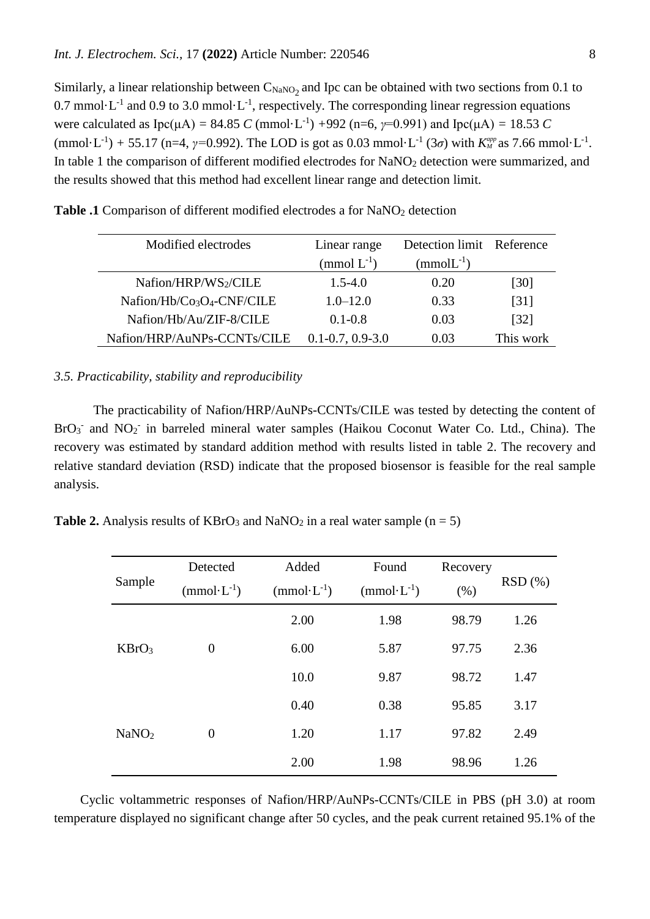Similarly, a linear relationship between $C_{NaNO_2}$ and Ipc can be obtained with two sections from 0.1 to 0.7 mmol·$L^{-1}$ and 0.9 to 3.0 mmol·$L^{-1}$, respectively. The corresponding linear regression equations were calculated as Ipc(μA) = 84.85 $C$ (mmol·$L^{-1}$) +992 (n=6, $\gamma$=0.991) and Ipc(μA) = 18.53 $C$ (mmol·$L^{-1}$) + 55.17 (n=4, $\gamma$=0.992). The LOD is got as 0.03 mmol·$L^{-1}$ (3$\sigma$) with $K_M^{app}$ as 7.66 mmol·$L^{-1}$. In table 1 the comparison of different modified electrodes for $NaNO_2$ detection were summarized, and the results showed that this method had excellent linear range and detection limit.

**Table .1** Comparison of different modified electrodes a for $NaNO_2$ detection

| Modified electrodes | Linear range (mmol $L^{-1}$) | Detection limit (mmol$L^{-1}$) | Reference |
|---|---|---|---|
| Nafion/HRP/$WS_2$/CILE | 1.5-4.0 | 0.20 | [30] |
| Nafion/Hb/$Co_3O_4$-CNF/CILE | 1.0–12.0 | 0.33 | [31] |
| Nafion/Hb/Au/ZIF-8/CILE | 0.1-0.8 | 0.03 | [32] |
| Nafion/HRP/AuNPs-CCNTs/CILE | 0.1-0.7, 0.9-3.0 | 0.03 | This work |

### *3.5. Practicability, stability and reproducibility*

The practicability of Nafion/HRP/AuNPs-CCNTs/CILE was tested by detecting the content of $BrO_3^-$ and $NO_2^-$ in barreled mineral water samples (Haikou Coconut Water Co. Ltd., China). The recovery was estimated by standard addition method with results listed in table 2. The recovery and relative standard deviation (RSD) indicate that the proposed biosensor is feasible for the real sample analysis.

**Table 2.** Analysis results of $KBrO_3$ and $NaNO_2$ in a real water sample (n = 5)

| Sample | Detected (mmol·$L^{-1}$) | Added (mmol·$L^{-1}$) | Found (mmol·$L^{-1}$) | Recovery (%) | RSD (%) |
|---|---|---|---|---|---|
| | | 2.00 | 1.98 | 98.79 | 1.26 |
| $KBrO_3$ | 0 | 6.00 | 5.87 | 97.75 | 2.36 |
| | | 10.0 | 9.87 | 98.72 | 1.47 |
| | | 0.40 | 0.38 | 95.85 | 3.17 |
| $NaNO_2$ | 0 | 1.20 | 1.17 | 97.82 | 2.49 |
| | | 2.00 | 1.98 | 98.96 | 1.26 |

Cyclic voltammetric responses of Nafion/HRP/AuNPs-CCNTs/CILE in PBS (pH 3.0) at room temperature displayed no significant change after 50 cycles, and the peak current retained 95.1% of the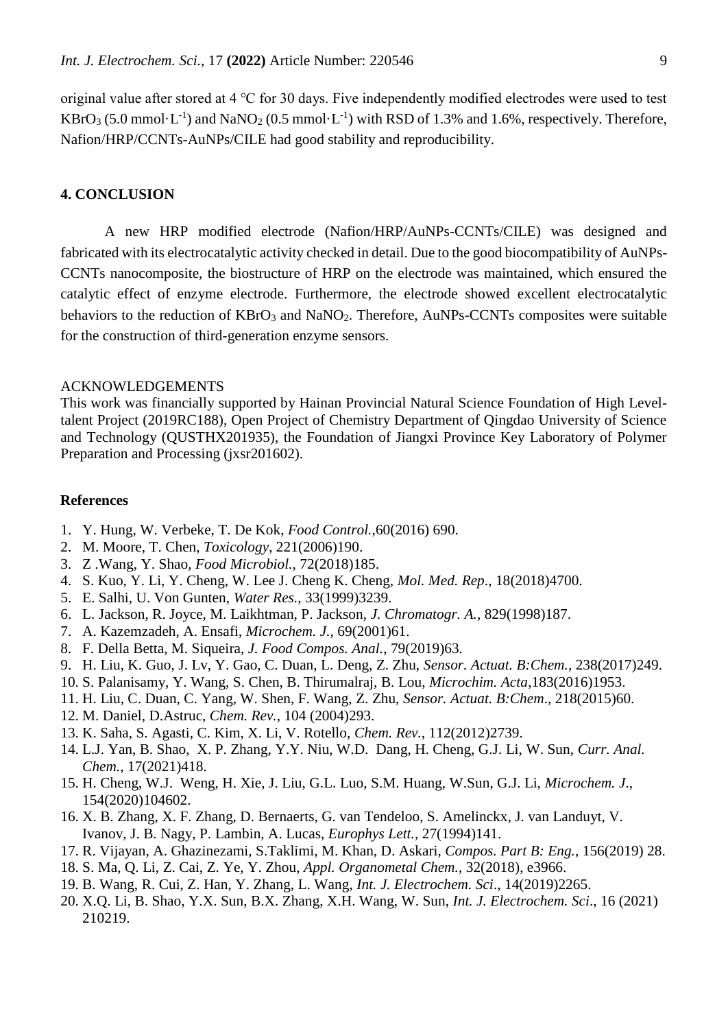original value after stored at 4 ℃ for 30 days. Five independently modified electrodes were used to test $KBrO_3$ (5.0 mmol·$L^{-1}$) and $NaNO_2$ (0.5 mmol·$L^{-1}$) with RSD of 1.3% and 1.6%, respectively. Therefore, Nafion/HRP/CCNTs-AuNPs/CILE had good stability and reproducibility.

## 4. CONCLUSION

A new HRP modified electrode (Nafion/HRP/AuNPs-CCNTs/CILE) was designed and fabricated with its electrocatalytic activity checked in detail. Due to the good biocompatibility of AuNPs-CCNTs nanocomposite, the biostructure of HRP on the electrode was maintained, which ensured the catalytic effect of enzyme electrode. Furthermore, the electrode showed excellent electrocatalytic behaviors to the reduction of $KBrO_3$ and $NaNO_2$. Therefore, AuNPs-CCNTs composites were suitable for the construction of third-generation enzyme sensors.

ACKNOWLEDGEMENTS

This work was financially supported by Hainan Provincial Natural Science Foundation of High Level-talent Project (2019RC188), Open Project of Chemistry Department of Qingdao University of Science and Technology (QUSTHX201935), the Foundation of Jiangxi Province Key Laboratory of Polymer Preparation and Processing (jxsr201602).

## References

1. Y. Hung, W. Verbeke, T. De Kok, *Food Control.*,60(2016) 690.
2. M. Moore, T. Chen, *Toxicology*, 221(2006)190.
3. Z .Wang, Y. Shao, *Food Microbiol.*, 72(2018)185.
4. S. Kuo, Y. Li, Y. Cheng, W. Lee J. Cheng K. Cheng, *Mol. Med. Rep*., 18(2018)4700.
5. E. Salhi, U. Von Gunten, *Water Res.*, 33(1999)3239.
6. L. Jackson, R. Joyce, M. Laikhtman, P. Jackson, *J. Chromatogr. A.*, 829(1998)187.
7. A. Kazemzadeh, A. Ensafi, *Microchem. J.*, 69(2001)61.
8. F. Della Betta, M. Siqueira, *J. Food Compos. Anal.*, 79(2019)63.
9. H. Liu, K. Guo, J. Lv, Y. Gao, C. Duan, L. Deng, Z. Zhu, *Sensor. Actuat. B:Chem.*, 238(2017)249.
10. S. Palanisamy, Y. Wang, S. Chen, B. Thirumalraj, B. Lou, *Microchim. Acta*,183(2016)1953.
11. H. Liu, C. Duan, C. Yang, W. Shen, F. Wang, Z. Zhu, *Sensor. Actuat. B:Chem*., 218(2015)60.
12. M. Daniel, D.Astruc, *Chem. Rev.*, 104 (2004)293.
13. K. Saha, S. Agasti, C. Kim, X. Li, V. Rotello, *Chem. Rev.*, 112(2012)2739.
14. L.J. Yan, B. Shao, X. P. Zhang, Y.Y. Niu, W.D. Dang, H. Cheng, G.J. Li, W. Sun, *Curr. Anal. Chem.*, 17(2021)418.
15. H. Cheng, W.J. Weng, H. Xie, J. Liu, G.L. Luo, S.M. Huang, W.Sun, G.J. Li, *Microchem. J.*, 154(2020)104602.
16. X. B. Zhang, X. F. Zhang, D. Bernaerts, G. van Tendeloo, S. Amelinckx, J. van Landuyt, V. Ivanov, J. B. Nagy, P. Lambin, A. Lucas, *Europhys Lett.*, 27(1994)141.
17. R. Vijayan, A. Ghazinezami, S.Taklimi, M. Khan, D. Askari, *Compos. Part B: Eng.*, 156(2019) 28.
18. S. Ma, Q. Li, Z. Cai, Z. Ye, Y. Zhou, *Appl. Organometal Chem.*, 32(2018), e3966.
19. B. Wang, R. Cui, Z. Han, Y. Zhang, L. Wang, *Int. J. Electrochem. Sci*., 14(2019)2265.
20. X.Q. Li, B. Shao, Y.X. Sun, B.X. Zhang, X.H. Wang, W. Sun, *Int. J. Electrochem. Sci*., 16 (2021) 210219.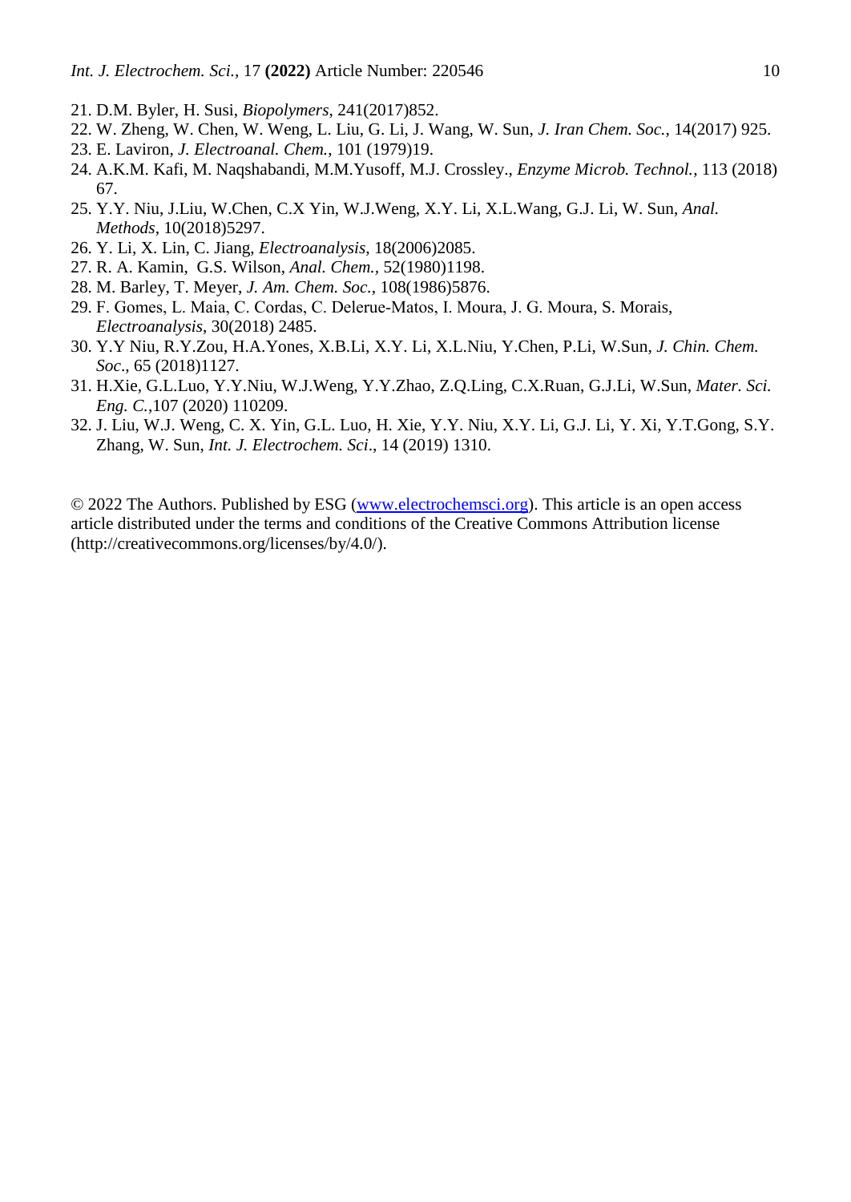21. D.M. Byler, H. Susi, *Biopolymers*, 241(2017)852.
22. W. Zheng, W. Chen, W. Weng, L. Liu, G. Li, J. Wang, W. Sun, *J. Iran Chem. Soc.*, 14(2017) 925.
23. E. Laviron, *J. Electroanal. Chem.*, 101 (1979)19.
24. A.K.M. Kafi, M. Naqshabandi, M.M.Yusoff, M.J. Crossley., *Enzyme Microb. Technol.*, 113 (2018) 67.
25. Y.Y. Niu, J.Liu, W.Chen, C.X Yin, W.J.Weng, X.Y. Li, X.L.Wang, G.J. Li, W. Sun, *Anal. Methods*, 10(2018)5297.
26. Y. Li, X. Lin, C. Jiang, *Electroanalysis*, 18(2006)2085.
27. R. A. Kamin, G.S. Wilson, *Anal. Chem.*, 52(1980)1198.
28. M. Barley, T. Meyer, *J. Am. Chem. Soc.*, 108(1986)5876.
29. F. Gomes, L. Maia, C. Cordas, C. Delerue-Matos, I. Moura, J. G. Moura, S. Morais, *Electroanalysis*, 30(2018) 2485.
30. Y.Y Niu, R.Y.Zou, H.A.Yones, X.B.Li, X.Y. Li, X.L.Niu, Y.Chen, P.Li, W.Sun, *J. Chin. Chem. Soc*., 65 (2018)1127.
31. H.Xie, G.L.Luo, Y.Y.Niu, W.J.Weng, Y.Y.Zhao, Z.Q.Ling, C.X.Ruan, G.J.Li, W.Sun, *Mater. Sci. Eng. C.*,107 (2020) 110209.
32. J. Liu, W.J. Weng, C. X. Yin, G.L. Luo, H. Xie, Y.Y. Niu, X.Y. Li, G.J. Li, Y. Xi, Y.T.Gong, S.Y. Zhang, W. Sun, *Int. J. Electrochem. Sci*., 14 (2019) 1310.

© 2022 The Authors. Published by ESG (www.electrochemsci.org). This article is an open access article distributed under the terms and conditions of the Creative Commons Attribution license (http://creativecommons.org/licenses/by/4.0/).